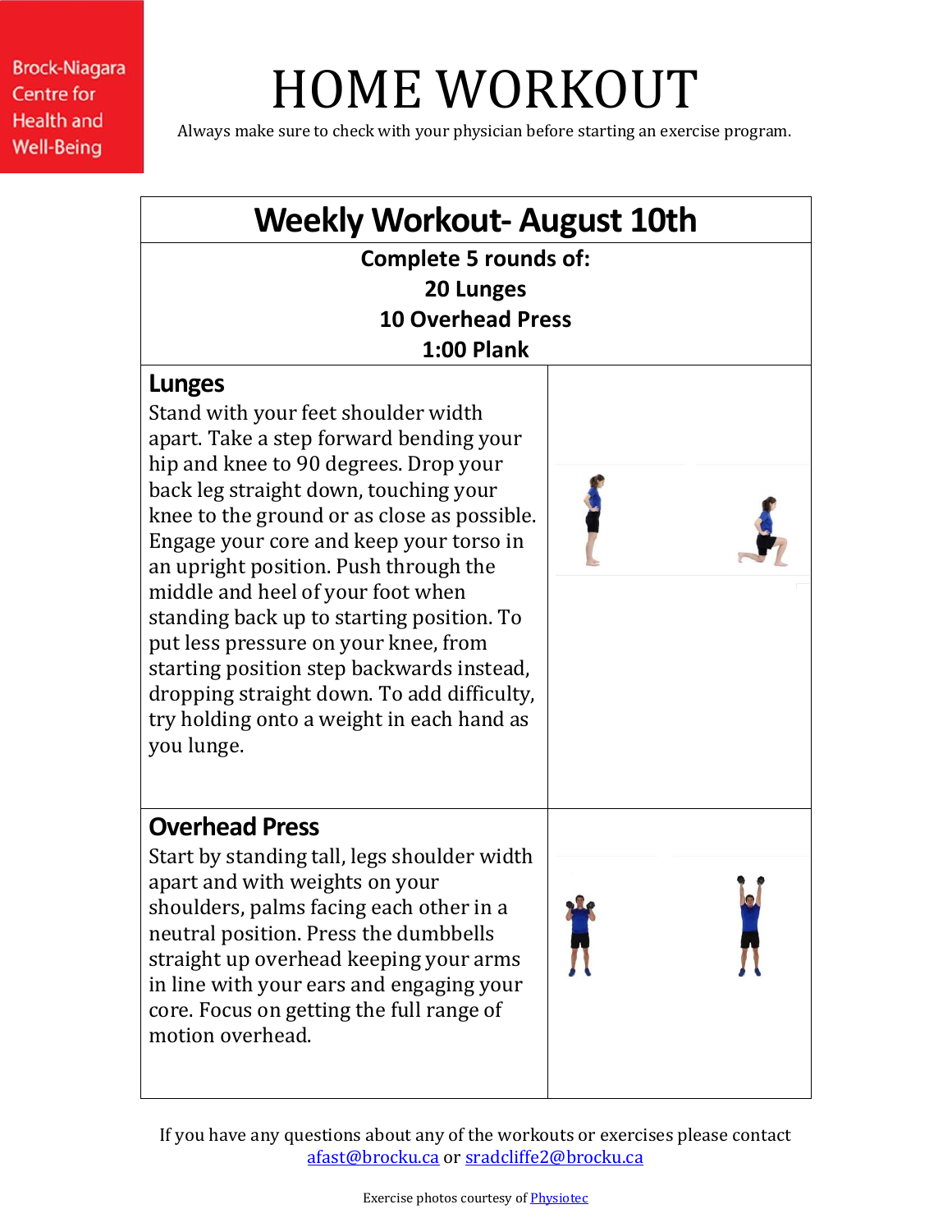Brock-Niagara Centre for Health and Well-Being

# HOME WORKOUT

Always make sure to check with your physician before starting an exercise program.

## Weekly Workout- August 10th

**Complete 5 rounds of:**
**20 Lunges**
**10 Overhead Press**
**1:00 Plank**

### Lunges

Stand with your feet shoulder width apart. Take a step forward bending your hip and knee to 90 degrees. Drop your back leg straight down, touching your knee to the ground or as close as possible. Engage your core and keep your torso in an upright position. Push through the middle and heel of your foot when standing back up to starting position. To put less pressure on your knee, from starting position step backwards instead, dropping straight down. To add difficulty, try holding onto a weight in each hand as you lunge.

### Overhead Press

Start by standing tall, legs shoulder width apart and with weights on your shoulders, palms facing each other in a neutral position. Press the dumbbells straight up overhead keeping your arms in line with your ears and engaging your core. Focus on getting the full range of motion overhead.

If you have any questions about any of the workouts or exercises please contact [afast@brocku.ca](mailto:afast@brocku.ca) or [sradcliffe2@brocku.ca](mailto:sradcliffe2@brocku.ca)

Exercise photos courtesy of Physiotec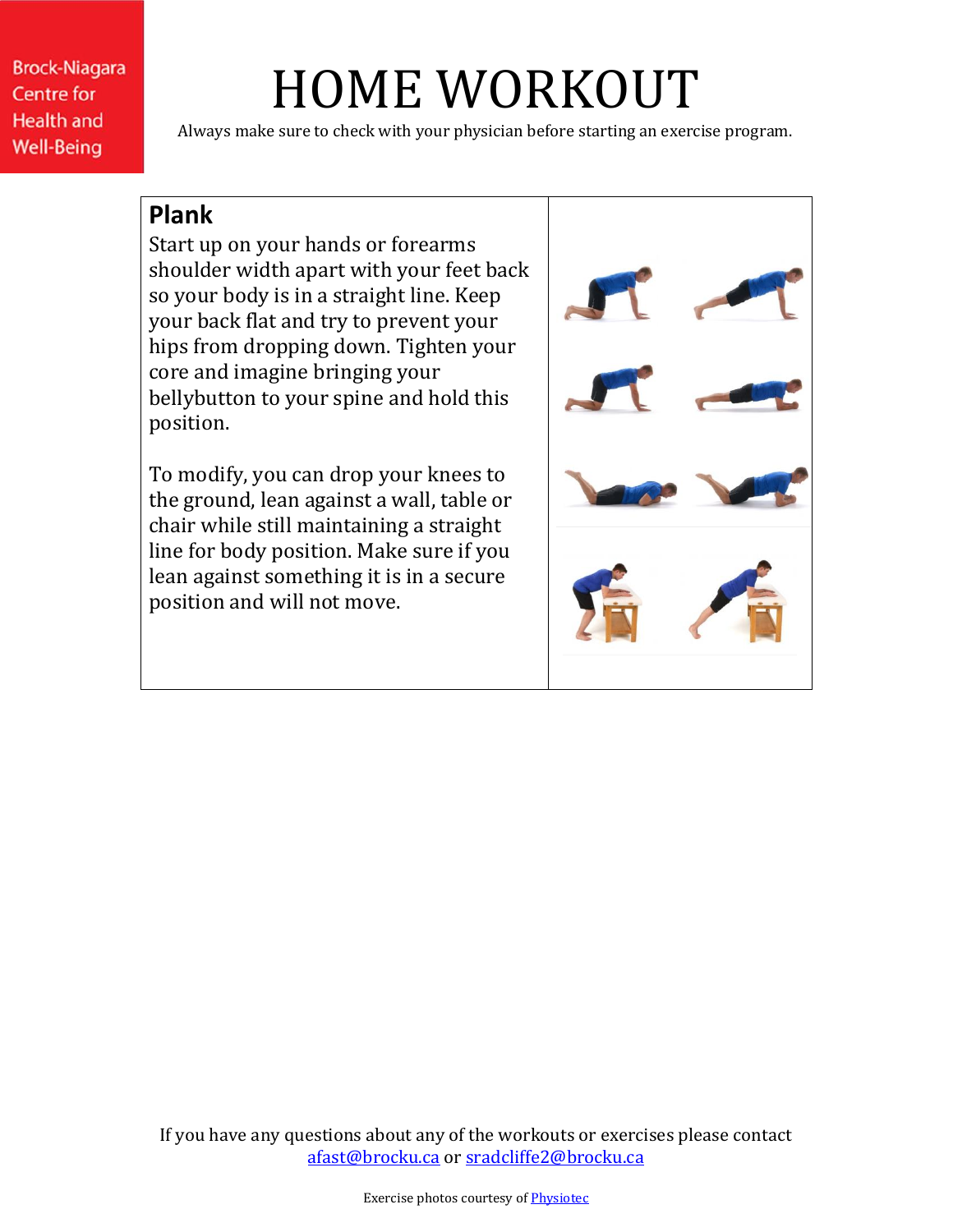# HOME WORKOUT

Always make sure to check with your physician before starting an exercise program.

## Plank

Start up on your hands or forearms shoulder width apart with your feet back so your body is in a straight line. Keep your back flat and try to prevent your hips from dropping down. Tighten your core and imagine bringing your bellybutton to your spine and hold this position.

To modify, you can drop your knees to the ground, lean against a wall, table or chair while still maintaining a straight line for body position. Make sure if you lean against something it is in a secure position and will not move.

If you have any questions about any of the workouts or exercises please contact afast@brocku.ca or sradcliffe2@brocku.ca

Exercise photos courtesy of Physiotec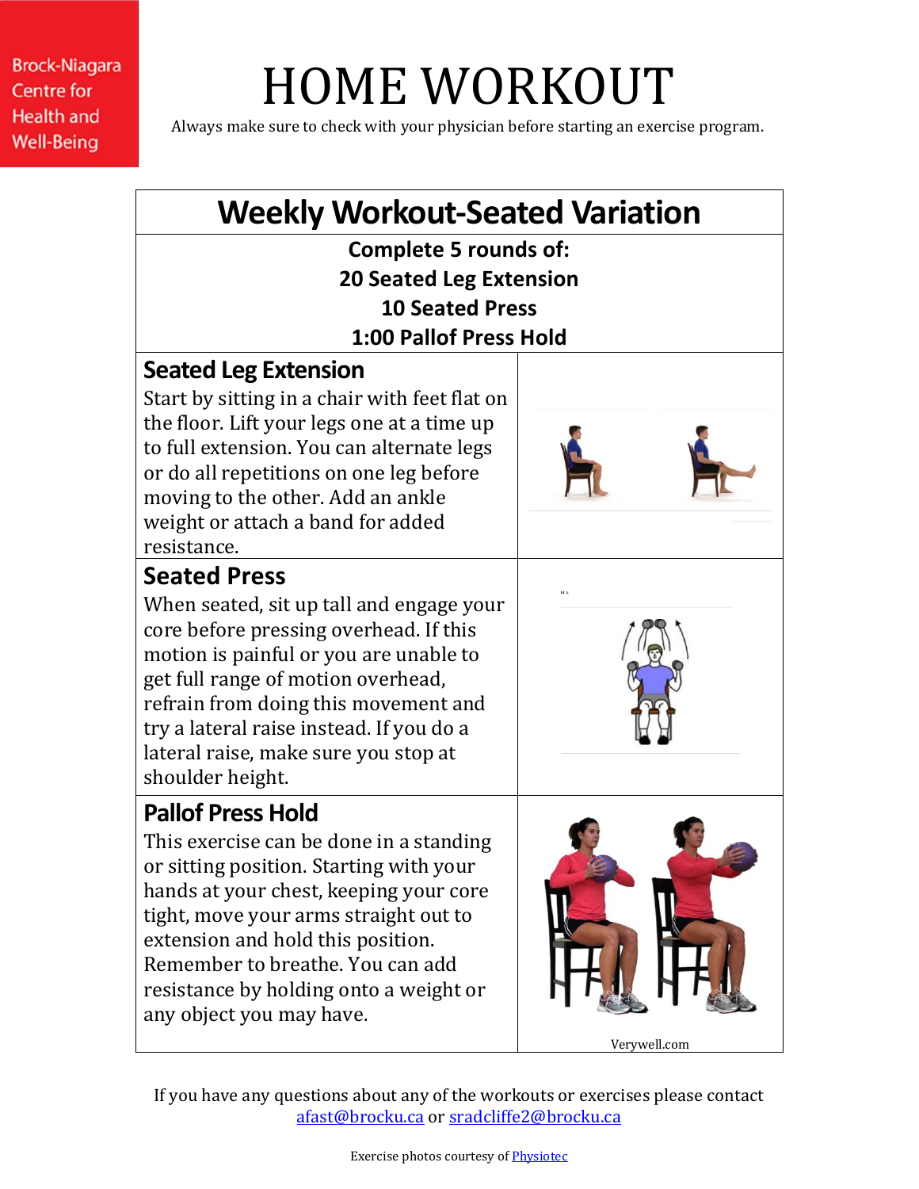Brock-Niagara Centre for Health and Well-Being

# HOME WORKOUT

Always make sure to check with your physician before starting an exercise program.

## Weekly Workout-Seated Variation

**Complete 5 rounds of:**
**20 Seated Leg Extension**
**10 Seated Press**
**1:00 Pallof Press Hold**

### Seated Leg Extension

Start by sitting in a chair with feet flat on the floor. Lift your legs one at a time up to full extension. You can alternate legs or do all repetitions on one leg before moving to the other. Add an ankle weight or attach a band for added resistance.

### Seated Press

When seated, sit up tall and engage your core before pressing overhead. If this motion is painful or you are unable to get full range of motion overhead, refrain from doing this movement and try a lateral raise instead. If you do a lateral raise, make sure you stop at shoulder height.

### Pallof Press Hold

This exercise can be done in a standing or sitting position. Starting with your hands at your chest, keeping your core tight, move your arms straight out to extension and hold this position. Remember to breathe. You can add resistance by holding onto a weight or any object you may have.

Verywell.com

If you have any questions about any of the workouts or exercises please contact afast@brocku.ca or sradcliffe2@brocku.ca

Exercise photos courtesy of Physiotec